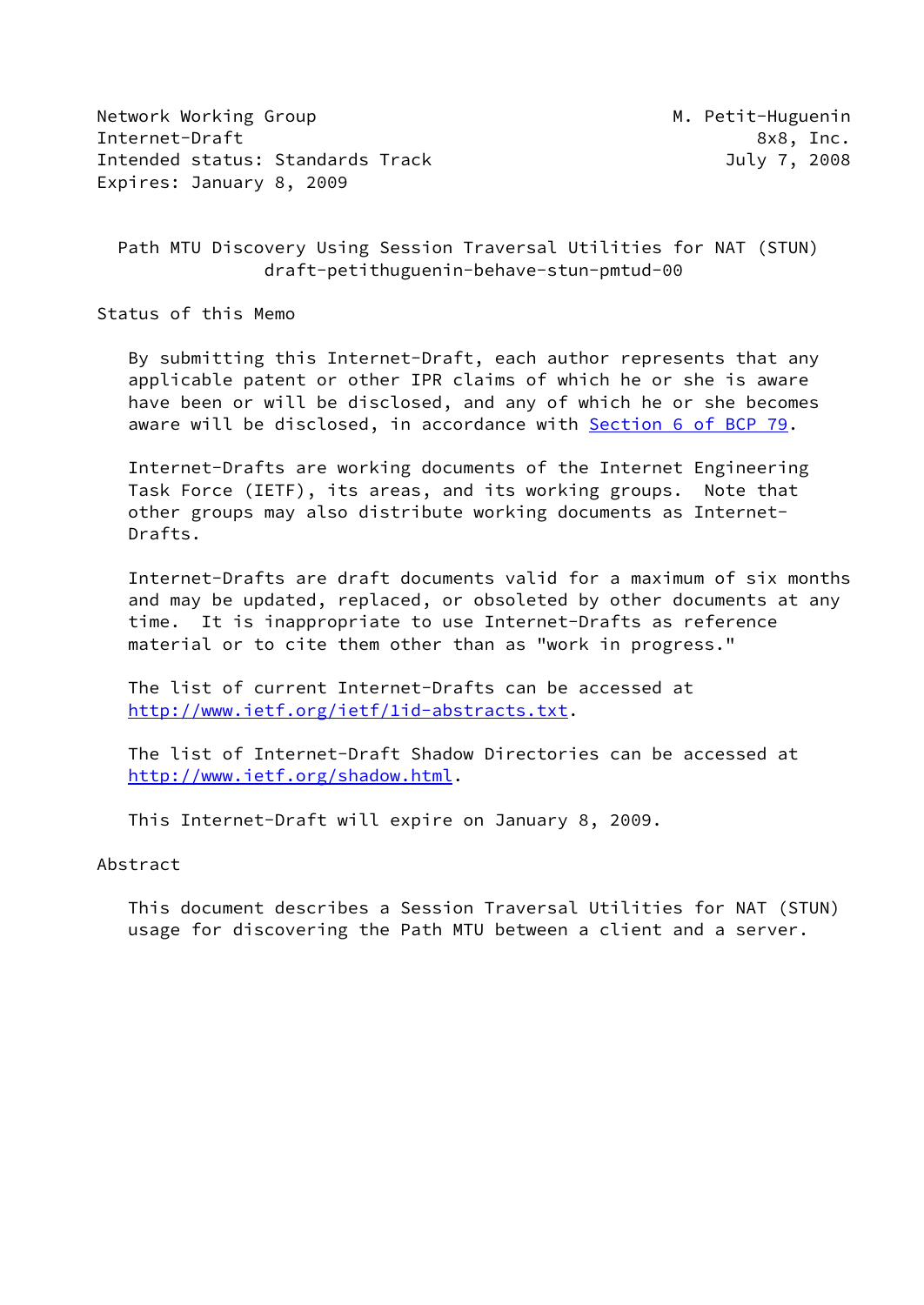Network Working Group M. Petit-Huguenin
Internet-Draft 8x8, Inc.
Intended status: Standards Track July 7, 2008
Expires: January 8, 2009

# Path MTU Discovery Using Session Traversal Utilities for NAT (STUN)
draft-petithuguenin-behave-stun-pmtud-00

## Status of this Memo

By submitting this Internet-Draft, each author represents that any applicable patent or other IPR claims of which he or she is aware have been or will be disclosed, and any of which he or she becomes aware will be disclosed, in accordance with Section 6 of BCP 79.

Internet-Drafts are working documents of the Internet Engineering Task Force (IETF), its areas, and its working groups. Note that other groups may also distribute working documents as Internet-Drafts.

Internet-Drafts are draft documents valid for a maximum of six months and may be updated, replaced, or obsoleted by other documents at any time. It is inappropriate to use Internet-Drafts as reference material or to cite them other than as "work in progress."

The list of current Internet-Drafts can be accessed at http://www.ietf.org/ietf/1id-abstracts.txt.

The list of Internet-Draft Shadow Directories can be accessed at http://www.ietf.org/shadow.html.

This Internet-Draft will expire on January 8, 2009.

## Abstract

This document describes a Session Traversal Utilities for NAT (STUN) usage for discovering the Path MTU between a client and a server.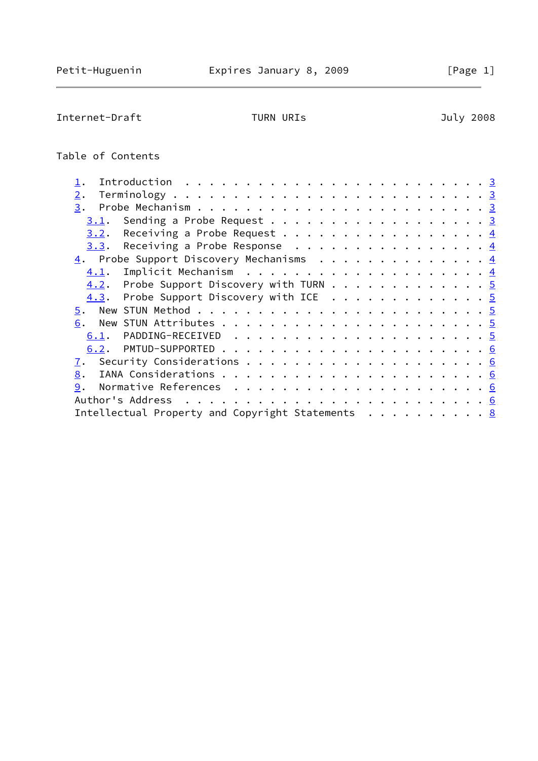Table of Contents

1. Introduction . . . . . . . . . . . . . . . . . . . . . . . . . 3
2. Terminology . . . . . . . . . . . . . . . . . . . . . . . . . 3
3. Probe Mechanism . . . . . . . . . . . . . . . . . . . . . . . 3
   3.1. Sending a Probe Request . . . . . . . . . . . . . . . . . 3
   3.2. Receiving a Probe Request . . . . . . . . . . . . . . . . 4
   3.3. Receiving a Probe Response . . . . . . . . . . . . . . . 4
4. Probe Support Discovery Mechanisms . . . . . . . . . . . . . . 4
   4.1. Implicit Mechanism . . . . . . . . . . . . . . . . . . . 4
   4.2. Probe Support Discovery with TURN . . . . . . . . . . . . 5
   4.3. Probe Support Discovery with ICE . . . . . . . . . . . . 5
5. New STUN Method . . . . . . . . . . . . . . . . . . . . . . . 5
6. New STUN Attributes . . . . . . . . . . . . . . . . . . . . . 5
   6.1. PADDING-RECEIVED . . . . . . . . . . . . . . . . . . . . 5
   6.2. PMTUD-SUPPORTED . . . . . . . . . . . . . . . . . . . . . 6
7. Security Considerations . . . . . . . . . . . . . . . . . . . 6
8. IANA Considerations . . . . . . . . . . . . . . . . . . . . . 6
9. Normative References . . . . . . . . . . . . . . . . . . . . 6
Author's Address . . . . . . . . . . . . . . . . . . . . . . . . 6
Intellectual Property and Copyright Statements . . . . . . . . . 8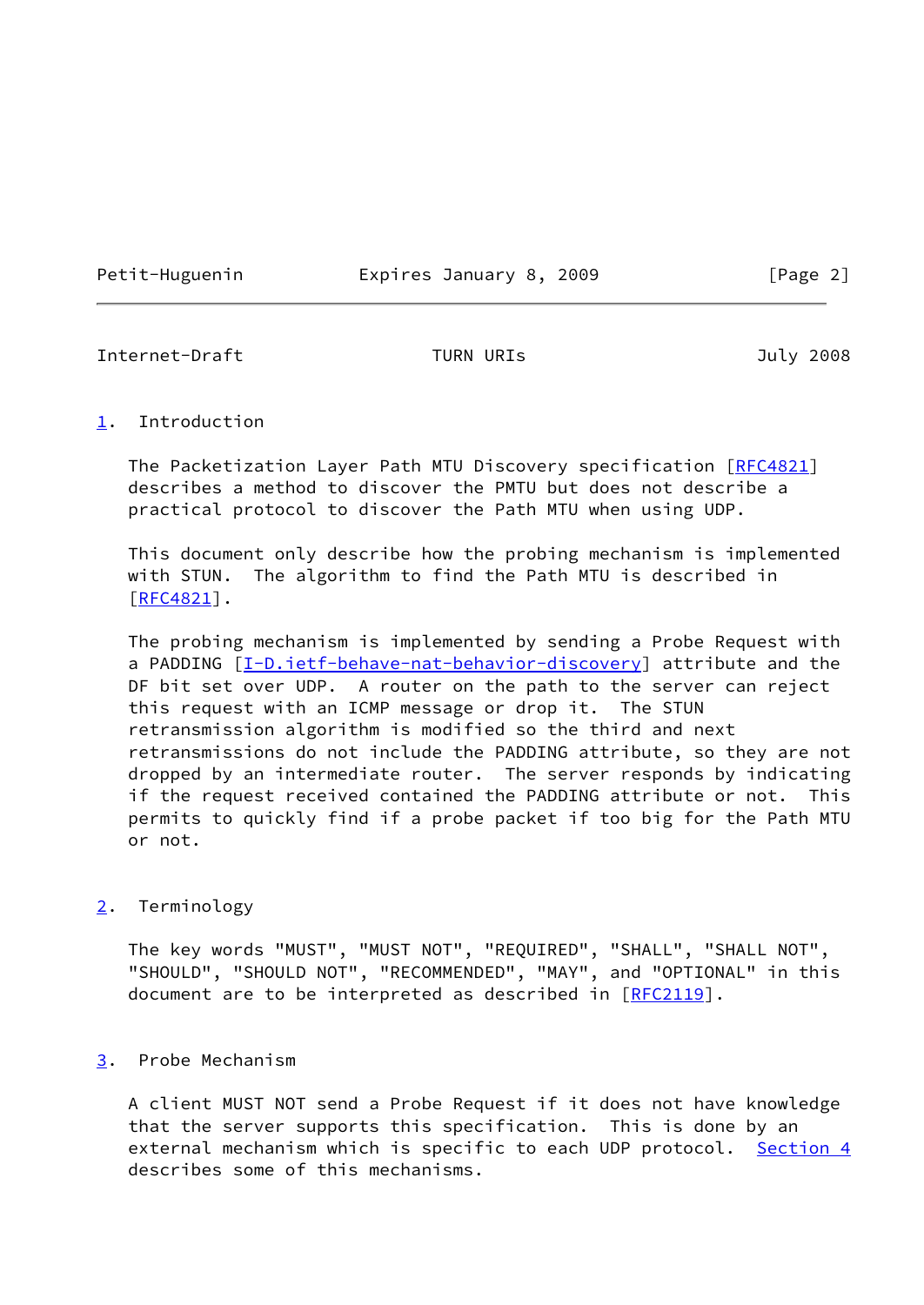## 1. Introduction

The Packetization Layer Path MTU Discovery specification [RFC4821] describes a method to discover the PMTU but does not describe a practical protocol to discover the Path MTU when using UDP.

This document only describe how the probing mechanism is implemented with STUN. The algorithm to find the Path MTU is described in [RFC4821].

The probing mechanism is implemented by sending a Probe Request with a PADDING [I-D.ietf-behave-nat-behavior-discovery] attribute and the DF bit set over UDP. A router on the path to the server can reject this request with an ICMP message or drop it. The STUN retransmission algorithm is modified so the third and next retransmissions do not include the PADDING attribute, so they are not dropped by an intermediate router. The server responds by indicating if the request received contained the PADDING attribute or not. This permits to quickly find if a probe packet if too big for the Path MTU or not.

## 2. Terminology

The key words "MUST", "MUST NOT", "REQUIRED", "SHALL", "SHALL NOT", "SHOULD", "SHOULD NOT", "RECOMMENDED", "MAY", and "OPTIONAL" in this document are to be interpreted as described in [RFC2119].

## 3. Probe Mechanism

A client MUST NOT send a Probe Request if it does not have knowledge that the server supports this specification. This is done by an external mechanism which is specific to each UDP protocol. Section 4 describes some of this mechanisms.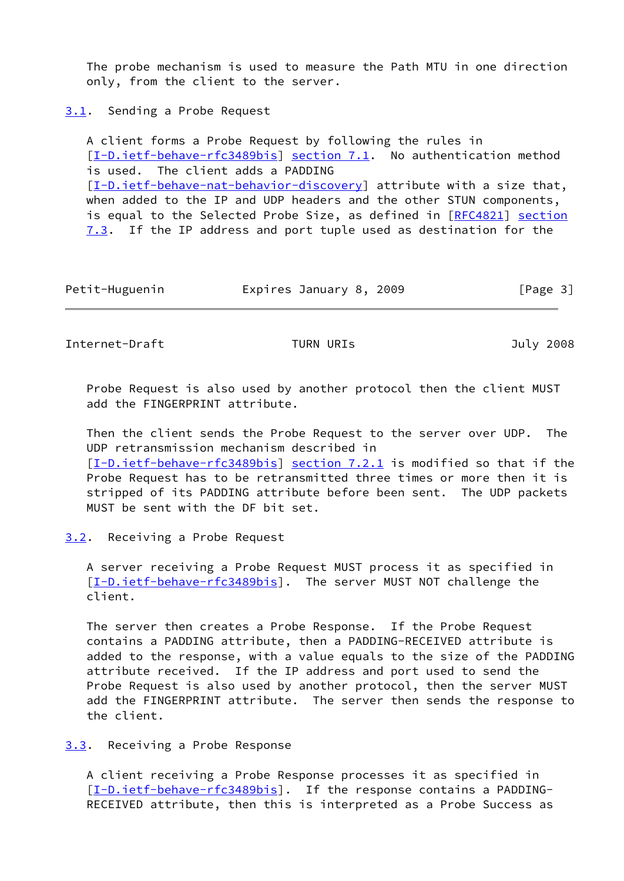The probe mechanism is used to measure the Path MTU in one direction only, from the client to the server.

### 3.1. Sending a Probe Request

A client forms a Probe Request by following the rules in [I-D.ietf-behave-rfc3489bis] section 7.1. No authentication method is used. The client adds a PADDING [I-D.ietf-behave-nat-behavior-discovery] attribute with a size that, when added to the IP and UDP headers and the other STUN components, is equal to the Selected Probe Size, as defined in [RFC4821] section 7.3. If the IP address and port tuple used as destination for the Probe Request is also used by another protocol then the client MUST add the FINGERPRINT attribute.

Then the client sends the Probe Request to the server over UDP. The UDP retransmission mechanism described in [I-D.ietf-behave-rfc3489bis] section 7.2.1 is modified so that if the Probe Request has to be retransmitted three times or more then it is stripped of its PADDING attribute before been sent. The UDP packets MUST be sent with the DF bit set.

### 3.2. Receiving a Probe Request

A server receiving a Probe Request MUST process it as specified in [I-D.ietf-behave-rfc3489bis]. The server MUST NOT challenge the client.

The server then creates a Probe Response. If the Probe Request contains a PADDING attribute, then a PADDING-RECEIVED attribute is added to the response, with a value equals to the size of the PADDING attribute received. If the IP address and port used to send the Probe Request is also used by another protocol, then the server MUST add the FINGERPRINT attribute. The server then sends the response to the client.

### 3.3. Receiving a Probe Response

A client receiving a Probe Response processes it as specified in [I-D.ietf-behave-rfc3489bis]. If the response contains a PADDING-RECEIVED attribute, then this is interpreted as a Probe Success as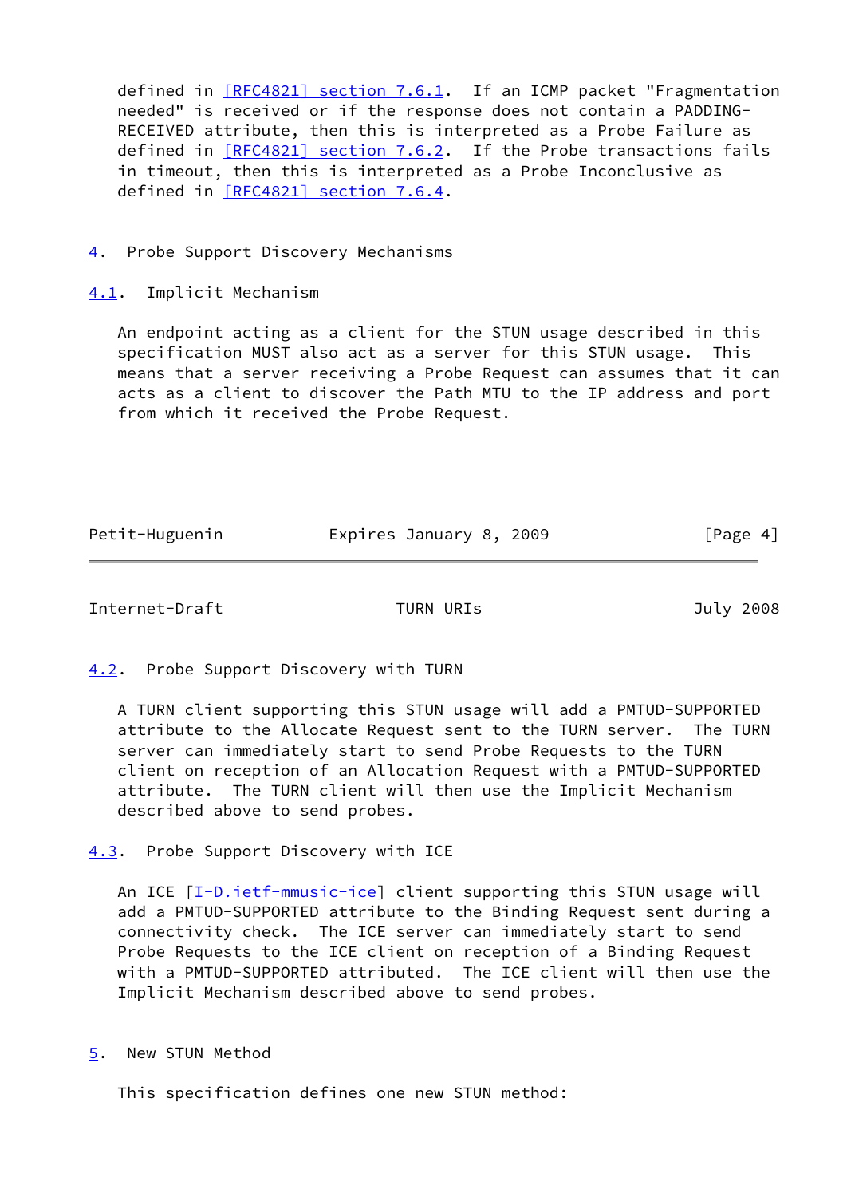defined in [RFC4821] section 7.6.1. If an ICMP packet "Fragmentation needed" is received or if the response does not contain a PADDING-RECEIVED attribute, then this is interpreted as a Probe Failure as defined in [RFC4821] section 7.6.2. If the Probe transactions fails in timeout, then this is interpreted as a Probe Inconclusive as defined in [RFC4821] section 7.6.4.

## 4. Probe Support Discovery Mechanisms

### 4.1. Implicit Mechanism

An endpoint acting as a client for the STUN usage described in this specification MUST also act as a server for this STUN usage. This means that a server receiving a Probe Request can assumes that it can acts as a client to discover the Path MTU to the IP address and port from which it received the Probe Request.

### 4.2. Probe Support Discovery with TURN

A TURN client supporting this STUN usage will add a PMTUD-SUPPORTED attribute to the Allocate Request sent to the TURN server. The TURN server can immediately start to send Probe Requests to the TURN client on reception of an Allocation Request with a PMTUD-SUPPORTED attribute. The TURN client will then use the Implicit Mechanism described above to send probes.

### 4.3. Probe Support Discovery with ICE

An ICE [I-D.ietf-mmusic-ice] client supporting this STUN usage will add a PMTUD-SUPPORTED attribute to the Binding Request sent during a connectivity check. The ICE server can immediately start to send Probe Requests to the ICE client on reception of a Binding Request with a PMTUD-SUPPORTED attributed. The ICE client will then use the Implicit Mechanism described above to send probes.

## 5. New STUN Method

This specification defines one new STUN method: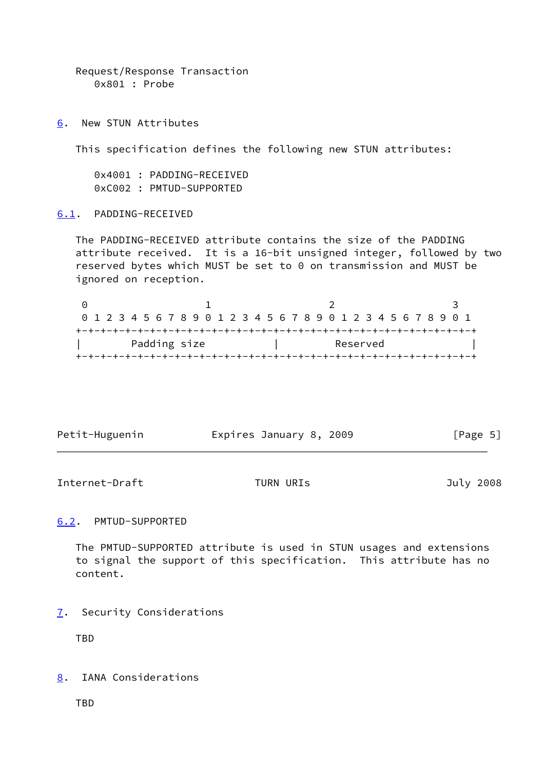Request/Response Transaction
   0x801 : Probe

## 6. New STUN Attributes

This specification defines the following new STUN attributes:

    0x4001 : PADDING-RECEIVED
    0xC002 : PMTUD-SUPPORTED

### 6.1. PADDING-RECEIVED

The PADDING-RECEIVED attribute contains the size of the PADDING attribute received. It is a 16-bit unsigned integer, followed by two reserved bytes which MUST be set to 0 on transmission and MUST be ignored on reception.

```
 0                   1                   2                   3
 0 1 2 3 4 5 6 7 8 9 0 1 2 3 4 5 6 7 8 9 0 1 2 3 4 5 6 7 8 9 0 1
+-+-+-+-+-+-+-+-+-+-+-+-+-+-+-+-+-+-+-+-+-+-+-+-+-+-+-+-+-+-+-+-+
|        Padding size           |          Reserved             |
+-+-+-+-+-+-+-+-+-+-+-+-+-+-+-+-+-+-+-+-+-+-+-+-+-+-+-+-+-+-+-+-+
```

### 6.2. PMTUD-SUPPORTED

The PMTUD-SUPPORTED attribute is used in STUN usages and extensions to signal the support of this specification. This attribute has no content.

## 7. Security Considerations

TBD

## 8. IANA Considerations

TBD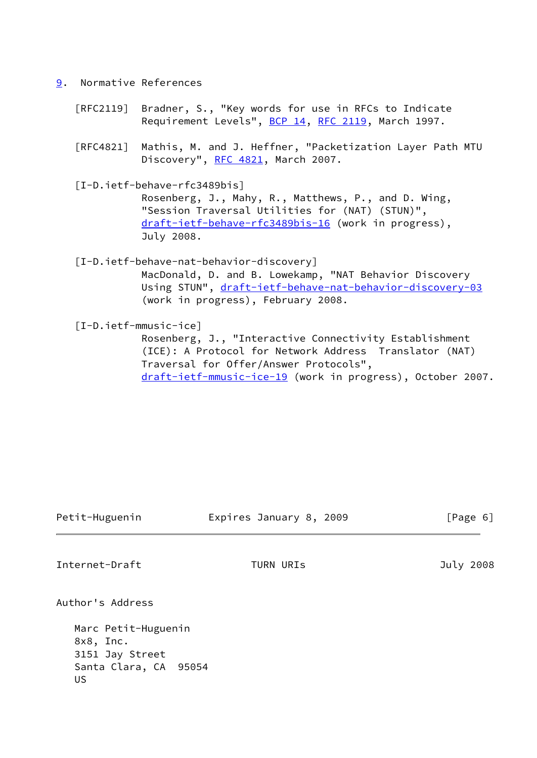## 9. Normative References

[RFC2119] Bradner, S., "Key words for use in RFCs to Indicate Requirement Levels", BCP 14, RFC 2119, March 1997.

[RFC4821] Mathis, M. and J. Heffner, "Packetization Layer Path MTU Discovery", RFC 4821, March 2007.

[I-D.ietf-behave-rfc3489bis]
Rosenberg, J., Mahy, R., Matthews, P., and D. Wing, "Session Traversal Utilities for (NAT) (STUN)", draft-ietf-behave-rfc3489bis-16 (work in progress), July 2008.

[I-D.ietf-behave-nat-behavior-discovery]
MacDonald, D. and B. Lowekamp, "NAT Behavior Discovery Using STUN", draft-ietf-behave-nat-behavior-discovery-03 (work in progress), February 2008.

[I-D.ietf-mmusic-ice]
Rosenberg, J., "Interactive Connectivity Establishment (ICE): A Protocol for Network Address Translator (NAT) Traversal for Offer/Answer Protocols", draft-ietf-mmusic-ice-19 (work in progress), October 2007.

## Author's Address

Marc Petit-Huguenin
8x8, Inc.
3151 Jay Street
Santa Clara, CA 95054
US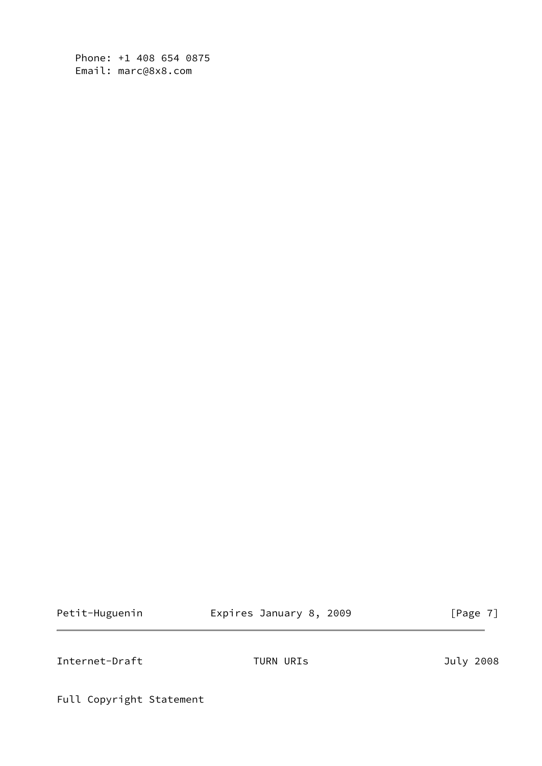Phone: +1 408 654 0875
Email: marc@8x8.com

## Full Copyright Statement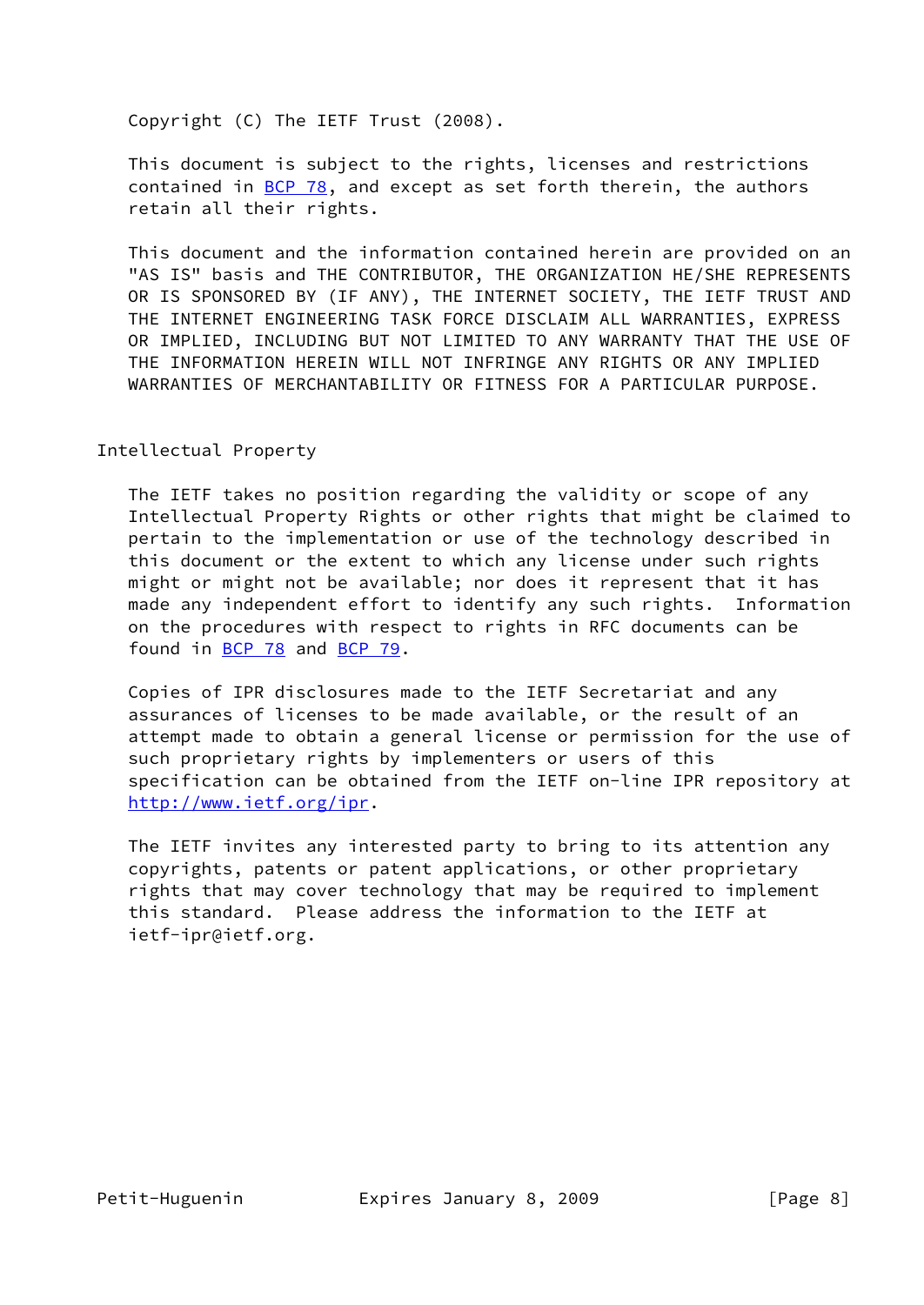Copyright (C) The IETF Trust (2008).

This document is subject to the rights, licenses and restrictions contained in BCP 78, and except as set forth therein, the authors retain all their rights.

This document and the information contained herein are provided on an "AS IS" basis and THE CONTRIBUTOR, THE ORGANIZATION HE/SHE REPRESENTS OR IS SPONSORED BY (IF ANY), THE INTERNET SOCIETY, THE IETF TRUST AND THE INTERNET ENGINEERING TASK FORCE DISCLAIM ALL WARRANTIES, EXPRESS OR IMPLIED, INCLUDING BUT NOT LIMITED TO ANY WARRANTY THAT THE USE OF THE INFORMATION HEREIN WILL NOT INFRINGE ANY RIGHTS OR ANY IMPLIED WARRANTIES OF MERCHANTABILITY OR FITNESS FOR A PARTICULAR PURPOSE.

## Intellectual Property

The IETF takes no position regarding the validity or scope of any Intellectual Property Rights or other rights that might be claimed to pertain to the implementation or use of the technology described in this document or the extent to which any license under such rights might or might not be available; nor does it represent that it has made any independent effort to identify any such rights. Information on the procedures with respect to rights in RFC documents can be found in BCP 78 and BCP 79.

Copies of IPR disclosures made to the IETF Secretariat and any assurances of licenses to be made available, or the result of an attempt made to obtain a general license or permission for the use of such proprietary rights by implementers or users of this specification can be obtained from the IETF on-line IPR repository at http://www.ietf.org/ipr.

The IETF invites any interested party to bring to its attention any copyrights, patents or patent applications, or other proprietary rights that may cover technology that may be required to implement this standard. Please address the information to the IETF at ietf-ipr@ietf.org.